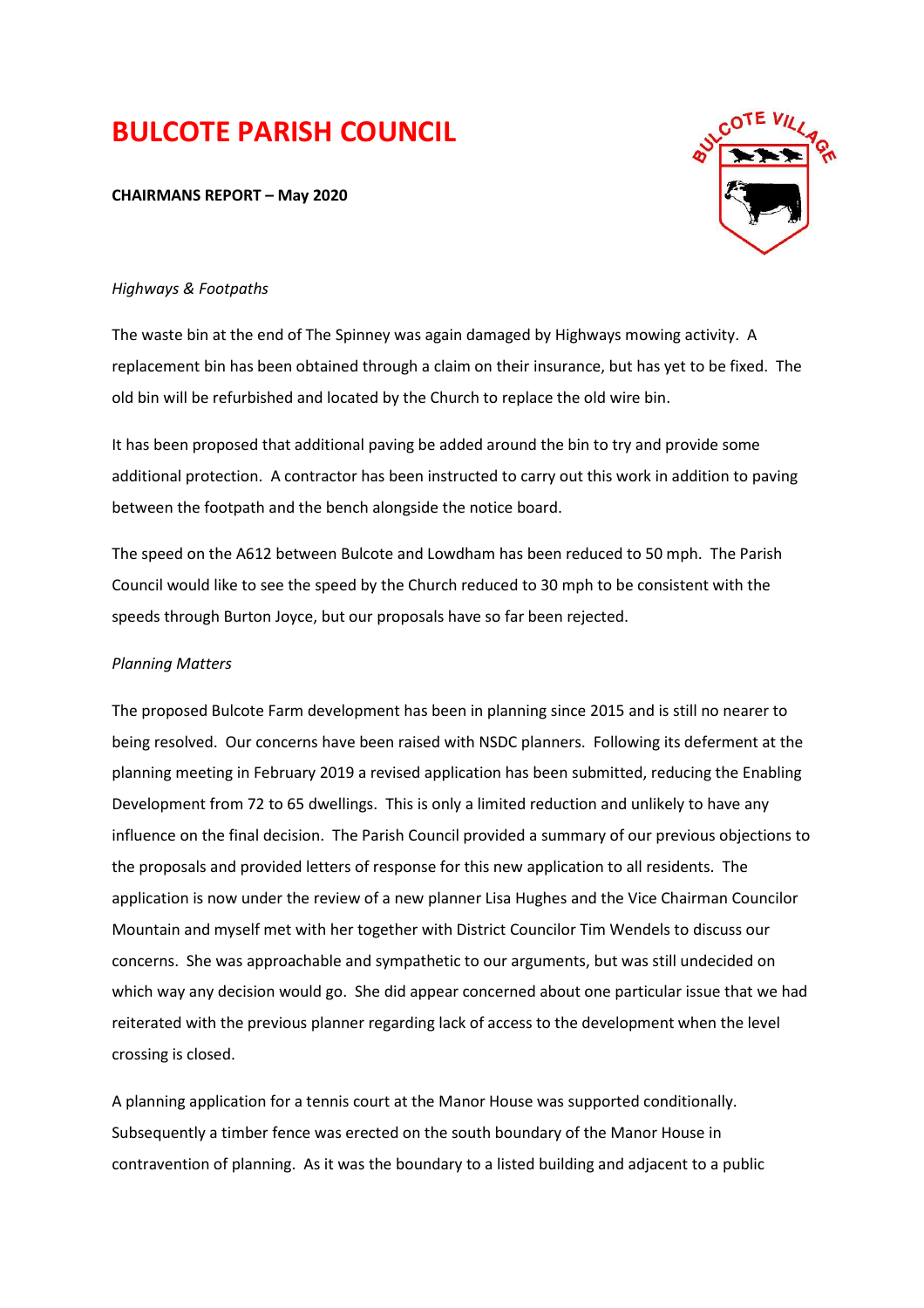# BULCOTE PARISH COUNCIL

**CHAIRMANS REPORT – May 2020**

*Highways & Footpaths*

The waste bin at the end of The Spinney was again damaged by Highways mowing activity. A replacement bin has been obtained through a claim on their insurance, but has yet to be fixed. The old bin will be refurbished and located by the Church to replace the old wire bin.

It has been proposed that additional paving be added around the bin to try and provide some additional protection. A contractor has been instructed to carry out this work in addition to paving between the footpath and the bench alongside the notice board.

The speed on the A612 between Bulcote and Lowdham has been reduced to 50 mph. The Parish Council would like to see the speed by the Church reduced to 30 mph to be consistent with the speeds through Burton Joyce, but our proposals have so far been rejected.

*Planning Matters*

The proposed Bulcote Farm development has been in planning since 2015 and is still no nearer to being resolved. Our concerns have been raised with NSDC planners. Following its deferment at the planning meeting in February 2019 a revised application has been submitted, reducing the Enabling Development from 72 to 65 dwellings. This is only a limited reduction and unlikely to have any influence on the final decision. The Parish Council provided a summary of our previous objections to the proposals and provided letters of response for this new application to all residents. The application is now under the review of a new planner Lisa Hughes and the Vice Chairman Councilor Mountain and myself met with her together with District Councilor Tim Wendels to discuss our concerns. She was approachable and sympathetic to our arguments, but was still undecided on which way any decision would go. She did appear concerned about one particular issue that we had reiterated with the previous planner regarding lack of access to the development when the level crossing is closed.

A planning application for a tennis court at the Manor House was supported conditionally. Subsequently a timber fence was erected on the south boundary of the Manor House in contravention of planning. As it was the boundary to a listed building and adjacent to a public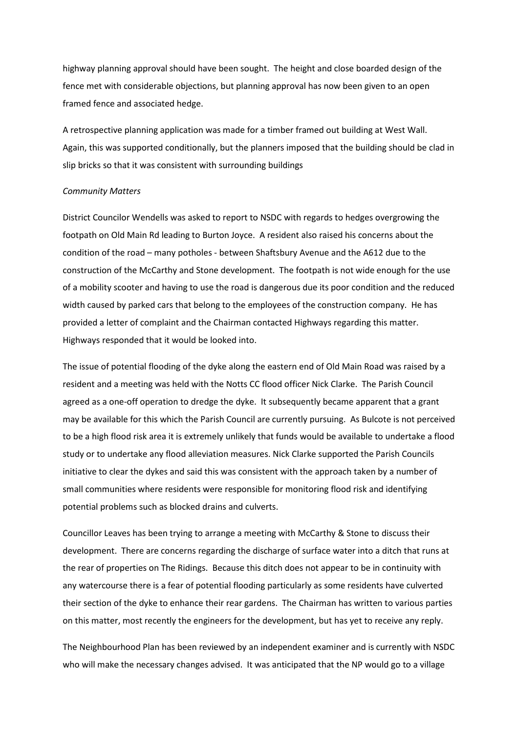highway planning approval should have been sought. The height and close boarded design of the fence met with considerable objections, but planning approval has now been given to an open framed fence and associated hedge.

A retrospective planning application was made for a timber framed out building at West Wall. Again, this was supported conditionally, but the planners imposed that the building should be clad in slip bricks so that it was consistent with surrounding buildings

*Community Matters*

District Councilor Wendells was asked to report to NSDC with regards to hedges overgrowing the footpath on Old Main Rd leading to Burton Joyce. A resident also raised his concerns about the condition of the road – many potholes - between Shaftsbury Avenue and the A612 due to the construction of the McCarthy and Stone development. The footpath is not wide enough for the use of a mobility scooter and having to use the road is dangerous due its poor condition and the reduced width caused by parked cars that belong to the employees of the construction company. He has provided a letter of complaint and the Chairman contacted Highways regarding this matter. Highways responded that it would be looked into.

The issue of potential flooding of the dyke along the eastern end of Old Main Road was raised by a resident and a meeting was held with the Notts CC flood officer Nick Clarke. The Parish Council agreed as a one-off operation to dredge the dyke. It subsequently became apparent that a grant may be available for this which the Parish Council are currently pursuing. As Bulcote is not perceived to be a high flood risk area it is extremely unlikely that funds would be available to undertake a flood study or to undertake any flood alleviation measures. Nick Clarke supported the Parish Councils initiative to clear the dykes and said this was consistent with the approach taken by a number of small communities where residents were responsible for monitoring flood risk and identifying potential problems such as blocked drains and culverts.

Councillor Leaves has been trying to arrange a meeting with McCarthy & Stone to discuss their development. There are concerns regarding the discharge of surface water into a ditch that runs at the rear of properties on The Ridings. Because this ditch does not appear to be in continuity with any watercourse there is a fear of potential flooding particularly as some residents have culverted their section of the dyke to enhance their rear gardens. The Chairman has written to various parties on this matter, most recently the engineers for the development, but has yet to receive any reply.

The Neighbourhood Plan has been reviewed by an independent examiner and is currently with NSDC who will make the necessary changes advised. It was anticipated that the NP would go to a village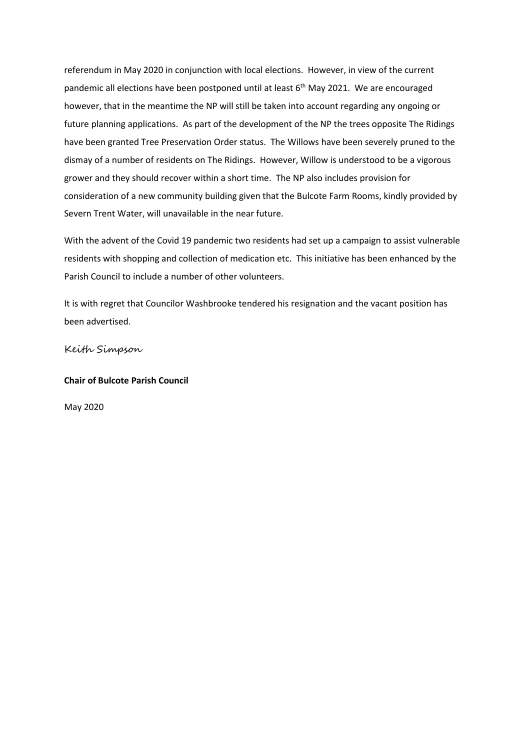referendum in May 2020 in conjunction with local elections. However, in view of the current pandemic all elections have been postponed until at least 6th May 2021. We are encouraged however, that in the meantime the NP will still be taken into account regarding any ongoing or future planning applications. As part of the development of the NP the trees opposite The Ridings have been granted Tree Preservation Order status. The Willows have been severely pruned to the dismay of a number of residents on The Ridings. However, Willow is understood to be a vigorous grower and they should recover within a short time. The NP also includes provision for consideration of a new community building given that the Bulcote Farm Rooms, kindly provided by Severn Trent Water, will unavailable in the near future.

With the advent of the Covid 19 pandemic two residents had set up a campaign to assist vulnerable residents with shopping and collection of medication etc. This initiative has been enhanced by the Parish Council to include a number of other volunteers.

It is with regret that Councilor Washbrooke tendered his resignation and the vacant position has been advertised.

*Keith Simpson*

**Chair of Bulcote Parish Council**

May 2020